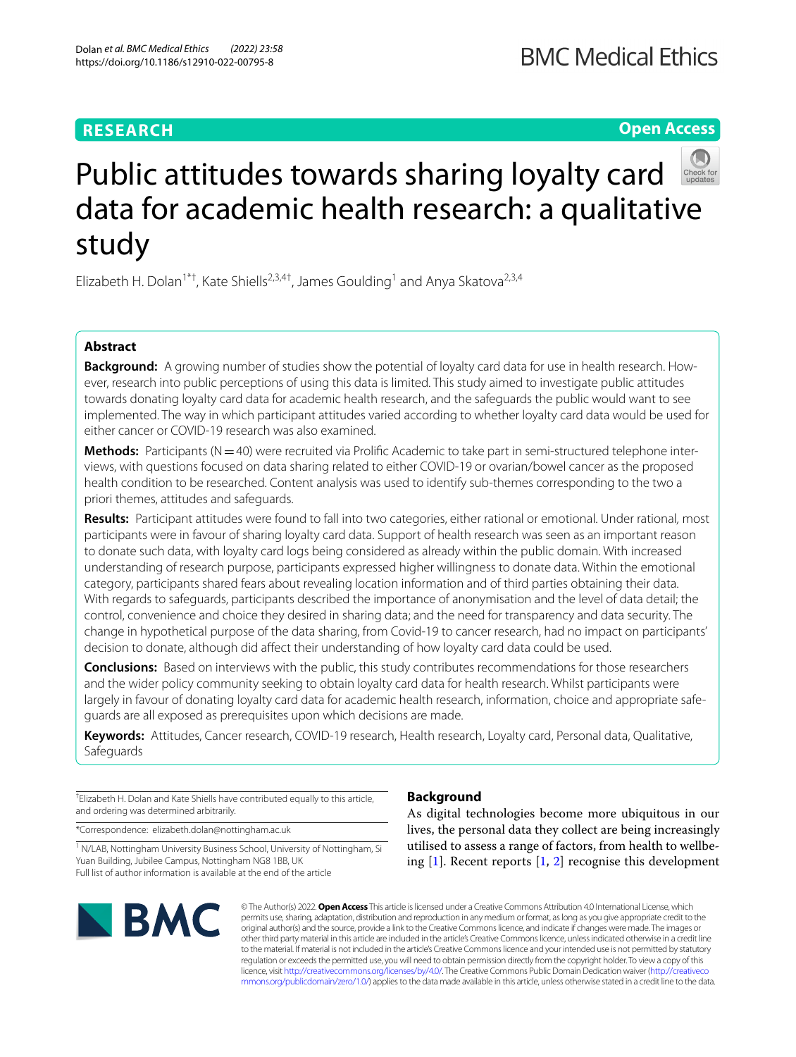RESEARCH

Open Access

# Public attitudes towards sharing loyalty card data for academic health research: a qualitative study

Elizabeth H. Dolan[1*†], Kate Shiells[2,3,4†], James Goulding[1] and Anya Skatova[2,3,4]

## Abstract

**Background:** A growing number of studies show the potential of loyalty card data for use in health research. However, research into public perceptions of using this data is limited. This study aimed to investigate public attitudes towards donating loyalty card data for academic health research, and the safeguards the public would want to see implemented. The way in which participant attitudes varied according to whether loyalty card data would be used for either cancer or COVID-19 research was also examined.

**Methods:** Participants (N = 40) were recruited via Prolific Academic to take part in semi-structured telephone interviews, with questions focused on data sharing related to either COVID-19 or ovarian/bowel cancer as the proposed health condition to be researched. Content analysis was used to identify sub-themes corresponding to the two a priori themes, attitudes and safeguards.

**Results:** Participant attitudes were found to fall into two categories, either rational or emotional. Under rational, most participants were in favour of sharing loyalty card data. Support of health research was seen as an important reason to donate such data, with loyalty card logs being considered as already within the public domain. With increased understanding of research purpose, participants expressed higher willingness to donate data. Within the emotional category, participants shared fears about revealing location information and of third parties obtaining their data. With regards to safeguards, participants described the importance of anonymisation and the level of data detail; the control, convenience and choice they desired in sharing data; and the need for transparency and data security. The change in hypothetical purpose of the data sharing, from Covid-19 to cancer research, had no impact on participants' decision to donate, although did affect their understanding of how loyalty card data could be used.

**Conclusions:** Based on interviews with the public, this study contributes recommendations for those researchers and the wider policy community seeking to obtain loyalty card data for health research. Whilst participants were largely in favour of donating loyalty card data for academic health research, information, choice and appropriate safeguards are all exposed as prerequisites upon which decisions are made.

**Keywords:** Attitudes, Cancer research, COVID-19 research, Health research, Loyalty card, Personal data, Qualitative, Safeguards

†Elizabeth H. Dolan and Kate Shiells have contributed equally to this article, and ordering was determined arbitrarily.

*Correspondence: elizabeth.dolan@nottingham.ac.uk

[1] N/LAB, Nottingham University Business School, University of Nottingham, Si Yuan Building, Jubilee Campus, Nottingham NG8 1BB, UK

Full list of author information is available at the end of the article

## Background

As digital technologies become more ubiquitous in our lives, the personal data they collect are being increasingly utilised to assess a range of factors, from health to wellbeing [1]. Recent reports [1, 2] recognise this development

© The Author(s) 2022. **Open Access** This article is licensed under a Creative Commons Attribution 4.0 International License, which permits use, sharing, adaptation, distribution and reproduction in any medium or format, as long as you give appropriate credit to the original author(s) and the source, provide a link to the Creative Commons licence, and indicate if changes were made. The images or other third party material in this article are included in the article's Creative Commons licence, unless indicated otherwise in a credit line to the material. If material is not included in the article's Creative Commons licence and your intended use is not permitted by statutory regulation or exceeds the permitted use, you will need to obtain permission directly from the copyright holder. To view a copy of this licence, visit http://creativecommons.org/licenses/by/4.0/. The Creative Commons Public Domain Dedication waiver (http://creativecommons.org/publicdomain/zero/1.0/) applies to the data made available in this article, unless otherwise stated in a credit line to the data.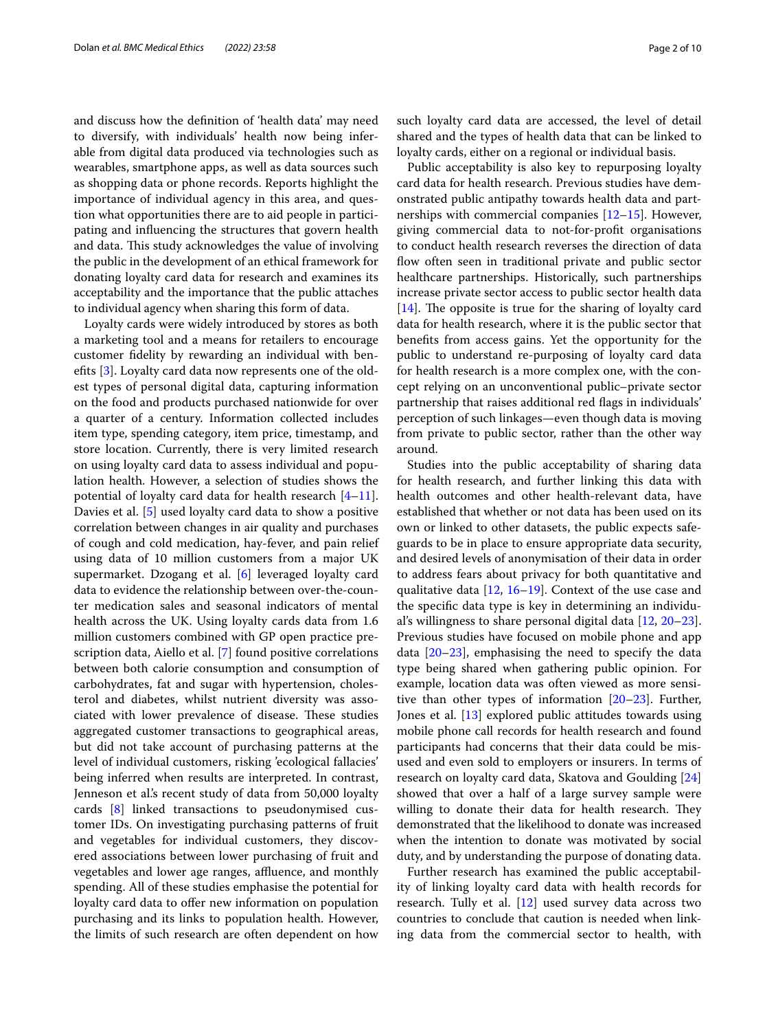and discuss how the definition of 'health data' may need to diversify, with individuals' health now being inferable from digital data produced via technologies such as wearables, smartphone apps, as well as data sources such as shopping data or phone records. Reports highlight the importance of individual agency in this area, and question what opportunities there are to aid people in participating and influencing the structures that govern health and data. This study acknowledges the value of involving the public in the development of an ethical framework for donating loyalty card data for research and examines its acceptability and the importance that the public attaches to individual agency when sharing this form of data.

Loyalty cards were widely introduced by stores as both a marketing tool and a means for retailers to encourage customer fidelity by rewarding an individual with benefits [3]. Loyalty card data now represents one of the oldest types of personal digital data, capturing information on the food and products purchased nationwide for over a quarter of a century. Information collected includes item type, spending category, item price, timestamp, and store location. Currently, there is very limited research on using loyalty card data to assess individual and population health. However, a selection of studies shows the potential of loyalty card data for health research [4–11]. Davies et al. [5] used loyalty card data to show a positive correlation between changes in air quality and purchases of cough and cold medication, hay-fever, and pain relief using data of 10 million customers from a major UK supermarket. Dzogang et al. [6] leveraged loyalty card data to evidence the relationship between over-the-counter medication sales and seasonal indicators of mental health across the UK. Using loyalty cards data from 1.6 million customers combined with GP open practice prescription data, Aiello et al. [7] found positive correlations between both calorie consumption and consumption of carbohydrates, fat and sugar with hypertension, cholesterol and diabetes, whilst nutrient diversity was associated with lower prevalence of disease. These studies aggregated customer transactions to geographical areas, but did not take account of purchasing patterns at the level of individual customers, risking 'ecological fallacies' being inferred when results are interpreted. In contrast, Jenneson et al.'s recent study of data from 50,000 loyalty cards [8] linked transactions to pseudonymised customer IDs. On investigating purchasing patterns of fruit and vegetables for individual customers, they discovered associations between lower purchasing of fruit and vegetables and lower age ranges, affluence, and monthly spending. All of these studies emphasise the potential for loyalty card data to offer new information on population purchasing and its links to population health. However, the limits of such research are often dependent on how such loyalty card data are accessed, the level of detail shared and the types of health data that can be linked to loyalty cards, either on a regional or individual basis.

Public acceptability is also key to repurposing loyalty card data for health research. Previous studies have demonstrated public antipathy towards health data and partnerships with commercial companies [12–15]. However, giving commercial data to not-for-profit organisations to conduct health research reverses the direction of data flow often seen in traditional private and public sector healthcare partnerships. Historically, such partnerships increase private sector access to public sector health data [14]. The opposite is true for the sharing of loyalty card data for health research, where it is the public sector that benefits from access gains. Yet the opportunity for the public to understand re-purposing of loyalty card data for health research is a more complex one, with the concept relying on an unconventional public–private sector partnership that raises additional red flags in individuals' perception of such linkages—even though data is moving from private to public sector, rather than the other way around.

Studies into the public acceptability of sharing data for health research, and further linking this data with health outcomes and other health-relevant data, have established that whether or not data has been used on its own or linked to other datasets, the public expects safeguards to be in place to ensure appropriate data security, and desired levels of anonymisation of their data in order to address fears about privacy for both quantitative and qualitative data [12, 16–19]. Context of the use case and the specific data type is key in determining an individual's willingness to share personal digital data [12, 20–23]. Previous studies have focused on mobile phone and app data [20–23], emphasising the need to specify the data type being shared when gathering public opinion. For example, location data was often viewed as more sensitive than other types of information [20–23]. Further, Jones et al. [13] explored public attitudes towards using mobile phone call records for health research and found participants had concerns that their data could be misused and even sold to employers or insurers. In terms of research on loyalty card data, Skatova and Goulding [24] showed that over a half of a large survey sample were willing to donate their data for health research. They demonstrated that the likelihood to donate was increased when the intention to donate was motivated by social duty, and by understanding the purpose of donating data.

Further research has examined the public acceptability of linking loyalty card data with health records for research. Tully et al. [12] used survey data across two countries to conclude that caution is needed when linking data from the commercial sector to health, with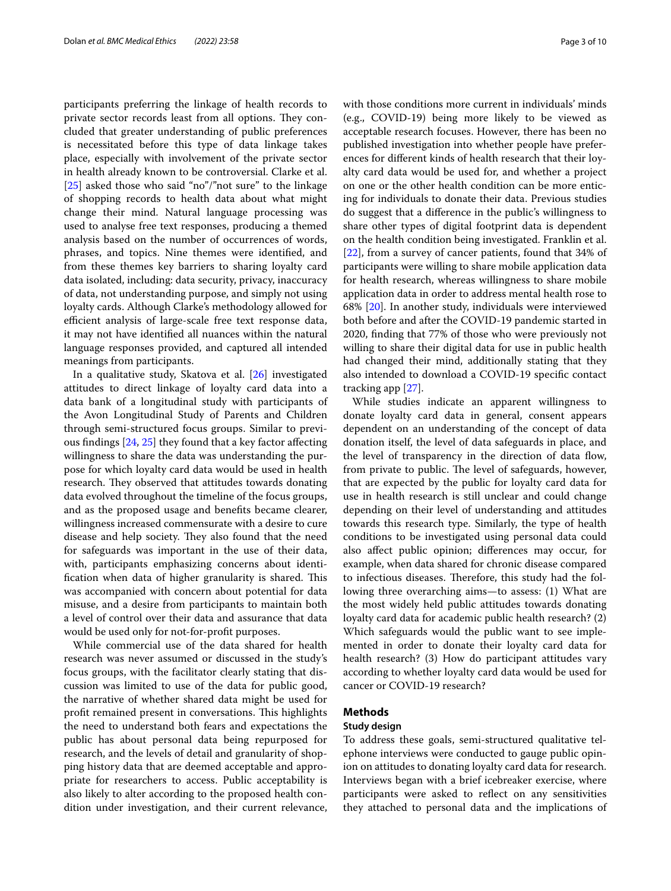participants preferring the linkage of health records to private sector records least from all options. They concluded that greater understanding of public preferences is necessitated before this type of data linkage takes place, especially with involvement of the private sector in health already known to be controversial. Clarke et al. [25] asked those who said "no"/"not sure" to the linkage of shopping records to health data about what might change their mind. Natural language processing was used to analyse free text responses, producing a themed analysis based on the number of occurrences of words, phrases, and topics. Nine themes were identified, and from these themes key barriers to sharing loyalty card data isolated, including: data security, privacy, inaccuracy of data, not understanding purpose, and simply not using loyalty cards. Although Clarke's methodology allowed for efficient analysis of large-scale free text response data, it may not have identified all nuances within the natural language responses provided, and captured all intended meanings from participants.

In a qualitative study, Skatova et al. [26] investigated attitudes to direct linkage of loyalty card data into a data bank of a longitudinal study with participants of the Avon Longitudinal Study of Parents and Children through semi-structured focus groups. Similar to previous findings [24, 25] they found that a key factor affecting willingness to share the data was understanding the purpose for which loyalty card data would be used in health research. They observed that attitudes towards donating data evolved throughout the timeline of the focus groups, and as the proposed usage and benefits became clearer, willingness increased commensurate with a desire to cure disease and help society. They also found that the need for safeguards was important in the use of their data, with, participants emphasizing concerns about identification when data of higher granularity is shared. This was accompanied with concern about potential for data misuse, and a desire from participants to maintain both a level of control over their data and assurance that data would be used only for not-for-profit purposes.

While commercial use of the data shared for health research was never assumed or discussed in the study's focus groups, with the facilitator clearly stating that discussion was limited to use of the data for public good, the narrative of whether shared data might be used for profit remained present in conversations. This highlights the need to understand both fears and expectations the public has about personal data being repurposed for research, and the levels of detail and granularity of shopping history data that are deemed acceptable and appropriate for researchers to access. Public acceptability is also likely to alter according to the proposed health condition under investigation, and their current relevance, with those conditions more current in individuals' minds (e.g., COVID-19) being more likely to be viewed as acceptable research focuses. However, there has been no published investigation into whether people have preferences for different kinds of health research that their loyalty card data would be used for, and whether a project on one or the other health condition can be more enticing for individuals to donate their data. Previous studies do suggest that a difference in the public's willingness to share other types of digital footprint data is dependent on the health condition being investigated. Franklin et al. [22], from a survey of cancer patients, found that 34% of participants were willing to share mobile application data for health research, whereas willingness to share mobile application data in order to address mental health rose to 68% [20]. In another study, individuals were interviewed both before and after the COVID-19 pandemic started in 2020, finding that 77% of those who were previously not willing to share their digital data for use in public health had changed their mind, additionally stating that they also intended to download a COVID-19 specific contact tracking app [27].

While studies indicate an apparent willingness to donate loyalty card data in general, consent appears dependent on an understanding of the concept of data donation itself, the level of data safeguards in place, and the level of transparency in the direction of data flow, from private to public. The level of safeguards, however, that are expected by the public for loyalty card data for use in health research is still unclear and could change depending on their level of understanding and attitudes towards this research type. Similarly, the type of health conditions to be investigated using personal data could also affect public opinion; differences may occur, for example, when data shared for chronic disease compared to infectious diseases. Therefore, this study had the following three overarching aims—to assess: (1) What are the most widely held public attitudes towards donating loyalty card data for academic public health research? (2) Which safeguards would the public want to see implemented in order to donate their loyalty card data for health research? (3) How do participant attitudes vary according to whether loyalty card data would be used for cancer or COVID-19 research?

## Methods

### Study design

To address these goals, semi-structured qualitative telephone interviews were conducted to gauge public opinion on attitudes to donating loyalty card data for research. Interviews began with a brief icebreaker exercise, where participants were asked to reflect on any sensitivities they attached to personal data and the implications of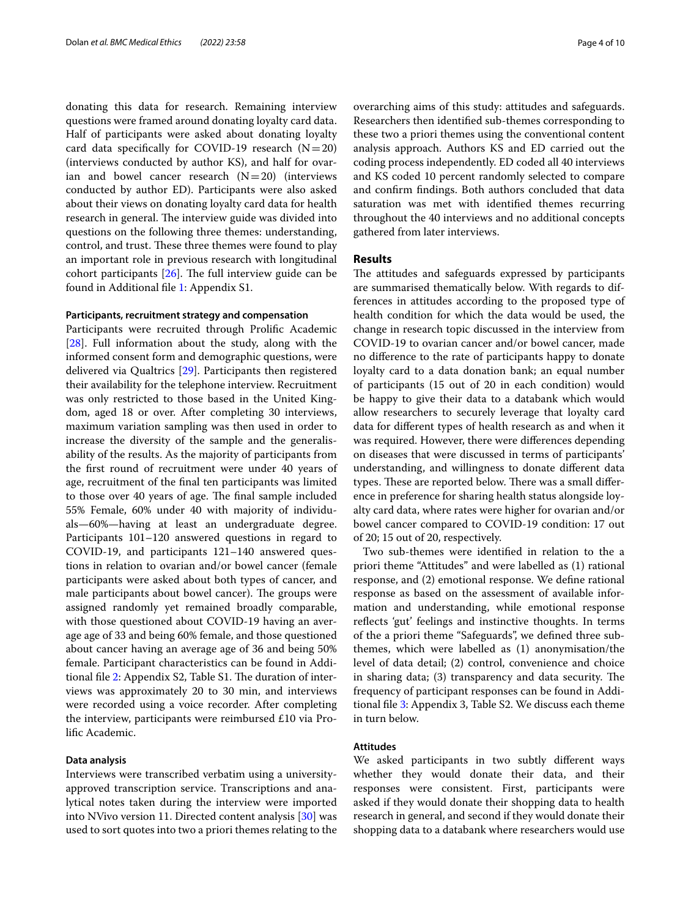donating this data for research. Remaining interview questions were framed around donating loyalty card data. Half of participants were asked about donating loyalty card data specifically for COVID-19 research (N = 20) (interviews conducted by author KS), and half for ovarian and bowel cancer research (N = 20) (interviews conducted by author ED). Participants were also asked about their views on donating loyalty card data for health research in general. The interview guide was divided into questions on the following three themes: understanding, control, and trust. These three themes were found to play an important role in previous research with longitudinal cohort participants [26]. The full interview guide can be found in Additional file 1: Appendix S1.

#### Participants, recruitment strategy and compensation

Participants were recruited through Prolific Academic [28]. Full information about the study, along with the informed consent form and demographic questions, were delivered via Qualtrics [29]. Participants then registered their availability for the telephone interview. Recruitment was only restricted to those based in the United Kingdom, aged 18 or over. After completing 30 interviews, maximum variation sampling was then used in order to increase the diversity of the sample and the generalisability of the results. As the majority of participants from the first round of recruitment were under 40 years of age, recruitment of the final ten participants was limited to those over 40 years of age. The final sample included 55% Female, 60% under 40 with majority of individuals—60%—having at least an undergraduate degree. Participants 101–120 answered questions in regard to COVID-19, and participants 121–140 answered questions in relation to ovarian and/or bowel cancer (female participants were asked about both types of cancer, and male participants about bowel cancer). The groups were assigned randomly yet remained broadly comparable, with those questioned about COVID-19 having an average age of 33 and being 60% female, and those questioned about cancer having an average age of 36 and being 50% female. Participant characteristics can be found in Additional file 2: Appendix S2, Table S1. The duration of interviews was approximately 20 to 30 min, and interviews were recorded using a voice recorder. After completing the interview, participants were reimbursed £10 via Prolific Academic.

#### Data analysis

Interviews were transcribed verbatim using a university-approved transcription service. Transcriptions and analytical notes taken during the interview were imported into NVivo version 11. Directed content analysis [30] was used to sort quotes into two a priori themes relating to the overarching aims of this study: attitudes and safeguards. Researchers then identified sub-themes corresponding to these two a priori themes using the conventional content analysis approach. Authors KS and ED carried out the coding process independently. ED coded all 40 interviews and KS coded 10 percent randomly selected to compare and confirm findings. Both authors concluded that data saturation was met with identified themes recurring throughout the 40 interviews and no additional concepts gathered from later interviews.

## Results

The attitudes and safeguards expressed by participants are summarised thematically below. With regards to differences in attitudes according to the proposed type of health condition for which the data would be used, the change in research topic discussed in the interview from COVID-19 to ovarian cancer and/or bowel cancer, made no difference to the rate of participants happy to donate loyalty card to a data donation bank; an equal number of participants (15 out of 20 in each condition) would be happy to give their data to a databank which would allow researchers to securely leverage that loyalty card data for different types of health research as and when it was required. However, there were differences depending on diseases that were discussed in terms of participants' understanding, and willingness to donate different data types. These are reported below. There was a small difference in preference for sharing health status alongside loyalty card data, where rates were higher for ovarian and/or bowel cancer compared to COVID-19 condition: 17 out of 20; 15 out of 20, respectively.

Two sub-themes were identified in relation to the a priori theme "Attitudes" and were labelled as (1) rational response, and (2) emotional response. We define rational response as based on the assessment of available information and understanding, while emotional response reflects 'gut' feelings and instinctive thoughts. In terms of the a priori theme "Safeguards", we defined three sub-themes, which were labelled as (1) anonymisation/the level of data detail; (2) control, convenience and choice in sharing data; (3) transparency and data security. The frequency of participant responses can be found in Additional file 3: Appendix 3, Table S2. We discuss each theme in turn below.

### Attitudes

We asked participants in two subtly different ways whether they would donate their data, and their responses were consistent. First, participants were asked if they would donate their shopping data to health research in general, and second if they would donate their shopping data to a databank where researchers would use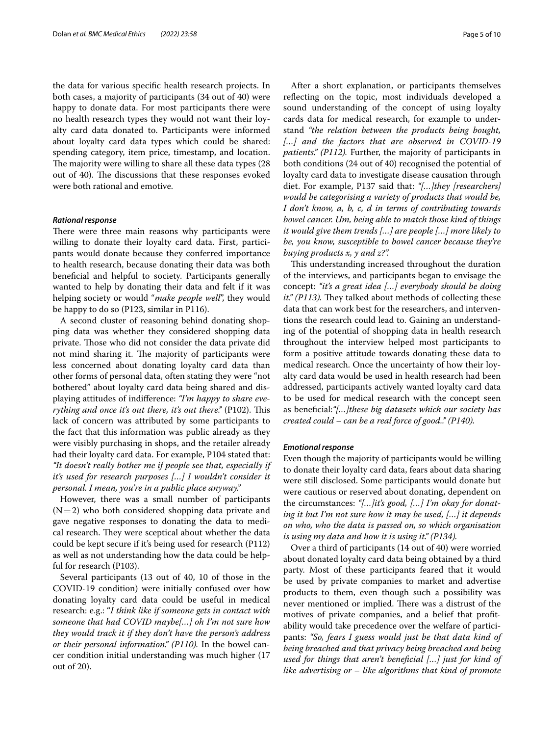the data for various specific health research projects. In both cases, a majority of participants (34 out of 40) were happy to donate data. For most participants there were no health research types they would not want their loyalty card data donated to. Participants were informed about loyalty card data types which could be shared: spending category, item price, timestamp, and location. The majority were willing to share all these data types (28 out of 40). The discussions that these responses evoked were both rational and emotive.

### *Rational response*

There were three main reasons why participants were willing to donate their loyalty card data. First, participants would donate because they conferred importance to health research, because donating their data was both beneficial and helpful to society. Participants generally wanted to help by donating their data and felt if it was helping society or would "*make people well*", they would be happy to do so (P123, similar in P116).

A second cluster of reasoning behind donating shopping data was whether they considered shopping data private. Those who did not consider the data private did not mind sharing it. The majority of participants were less concerned about donating loyalty card data than other forms of personal data, often stating they were "not bothered" about loyalty card data being shared and displaying attitudes of indifference: *"I'm happy to share everything and once it's out there, it's out there."* (P102). This lack of concern was attributed by some participants to the fact that this information was public already as they were visibly purchasing in shops, and the retailer already had their loyalty card data. For example, P104 stated that: *"It doesn't really bother me if people see that, especially if it's used for research purposes […] I wouldn't consider it personal. I mean, you're in a public place anyway."*

However, there was a small number of participants (N = 2) who both considered shopping data private and gave negative responses to donating the data to medical research. They were sceptical about whether the data could be kept secure if it's being used for research (P112) as well as not understanding how the data could be helpful for research (P103).

Several participants (13 out of 40, 10 of those in the COVID-19 condition) were initially confused over how donating loyalty card data could be useful in medical research: e.g.: "*I think like if someone gets in contact with someone that had COVID maybe[…] oh I'm not sure how they would track it if they don't have the person's address or their personal information." (P110).* In the bowel cancer condition initial understanding was much higher (17 out of 20).

After a short explanation, or participants themselves reflecting on the topic, most individuals developed a sound understanding of the concept of using loyalty cards data for medical research, for example to understand *"the relation between the products being bought, […] and the factors that are observed in COVID-19 patients." (P112).* Further, the majority of participants in both conditions (24 out of 40) recognised the potential of loyalty card data to investigate disease causation through diet. For example, P137 said that: *"[…]they [researchers] would be categorising a variety of products that would be, I don't know, a, b, c, d in terms of contributing towards bowel cancer. Um, being able to match those kind of things it would give them trends […] are people […] more likely to be, you know, susceptible to bowel cancer because they're buying products x, y and z?".*

This understanding increased throughout the duration of the interviews, and participants began to envisage the concept: *"it's a great idea […] everybody should be doing it." (P113).* They talked about methods of collecting these data that can work best for the researchers, and interventions the research could lead to. Gaining an understanding of the potential of shopping data in health research throughout the interview helped most participants to form a positive attitude towards donating these data to medical research. Once the uncertainty of how their loyalty card data would be used in health research had been addressed, participants actively wanted loyalty card data to be used for medical research with the concept seen as beneficial:*"[…]these big datasets which our society has created could – can be a real force of good.." (P140).*

### *Emotional response*

Even though the majority of participants would be willing to donate their loyalty card data, fears about data sharing were still disclosed. Some participants would donate but were cautious or reserved about donating, dependent on the circumstances: *"[…]it's good, […] I'm okay for donating it but I'm not sure how it may be used, […] it depends on who, who the data is passed on, so which organisation is using my data and how it is using it." (P134).*

Over a third of participants (14 out of 40) were worried about donated loyalty card data being obtained by a third party. Most of these participants feared that it would be used by private companies to market and advertise products to them, even though such a possibility was never mentioned or implied. There was a distrust of the motives of private companies, and a belief that profitability would take precedence over the welfare of participants: *"So, fears I guess would just be that data kind of being breached and that privacy being breached and being used for things that aren't beneficial […] just for kind of like advertising or – like algorithms that kind of promote*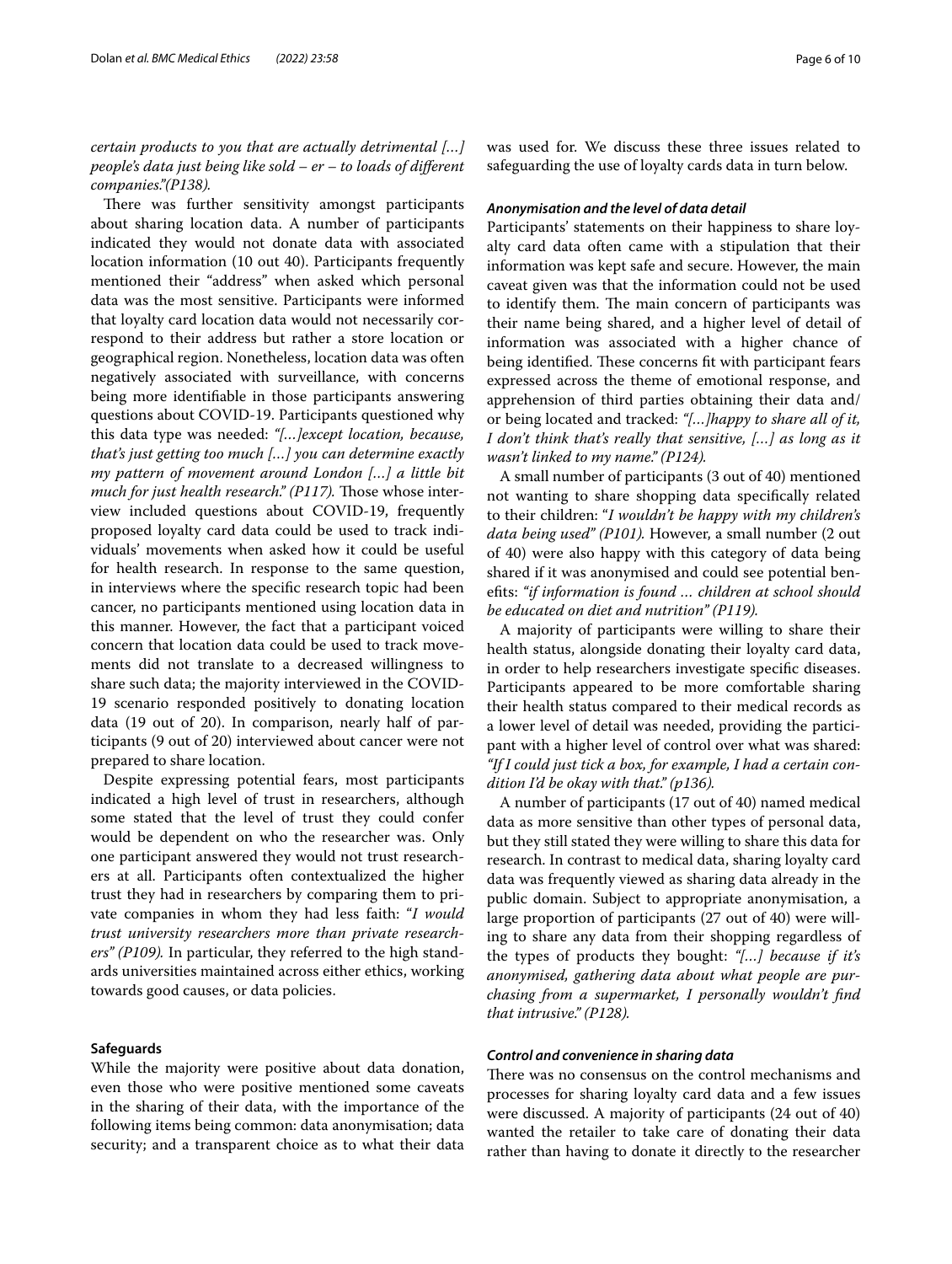*certain products to you that are actually detrimental […] people's data just being like sold – er – to loads of different companies."(P138).*

There was further sensitivity amongst participants about sharing location data. A number of participants indicated they would not donate data with associated location information (10 out 40). Participants frequently mentioned their "address" when asked which personal data was the most sensitive. Participants were informed that loyalty card location data would not necessarily correspond to their address but rather a store location or geographical region. Nonetheless, location data was often negatively associated with surveillance, with concerns being more identifiable in those participants answering questions about COVID-19. Participants questioned why this data type was needed: *"[…]except location, because, that's just getting too much […] you can determine exactly my pattern of movement around London […] a little bit much for just health research." (P117).* Those whose interview included questions about COVID-19, frequently proposed loyalty card data could be used to track individuals' movements when asked how it could be useful for health research. In response to the same question, in interviews where the specific research topic had been cancer, no participants mentioned using location data in this manner. However, the fact that a participant voiced concern that location data could be used to track movements did not translate to a decreased willingness to share such data; the majority interviewed in the COVID-19 scenario responded positively to donating location data (19 out of 20). In comparison, nearly half of participants (9 out of 20) interviewed about cancer were not prepared to share location.

Despite expressing potential fears, most participants indicated a high level of trust in researchers, although some stated that the level of trust they could confer would be dependent on who the researcher was. Only one participant answered they would not trust researchers at all. Participants often contextualized the higher trust they had in researchers by comparing them to private companies in whom they had less faith: *"I would trust university researchers more than private researchers" (P109).* In particular, they referred to the high standards universities maintained across either ethics, working towards good causes, or data policies.

### Safeguards

While the majority were positive about data donation, even those who were positive mentioned some caveats in the sharing of their data, with the importance of the following items being common: data anonymisation; data security; and a transparent choice as to what their data was used for. We discuss these three issues related to safeguarding the use of loyalty cards data in turn below.

#### *Anonymisation and the level of data detail*

Participants' statements on their happiness to share loyalty card data often came with a stipulation that their information was kept safe and secure. However, the main caveat given was that the information could not be used to identify them. The main concern of participants was their name being shared, and a higher level of detail of information was associated with a higher chance of being identified. These concerns fit with participant fears expressed across the theme of emotional response, and apprehension of third parties obtaining their data and/or being located and tracked: *"[…]happy to share all of it, I don't think that's really that sensitive, […] as long as it wasn't linked to my name." (P124).*

A small number of participants (3 out of 40) mentioned not wanting to share shopping data specifically related to their children: *"I wouldn't be happy with my children's data being used" (P101).* However, a small number (2 out of 40) were also happy with this category of data being shared if it was anonymised and could see potential benefits: *"if information is found … children at school should be educated on diet and nutrition" (P119).*

A majority of participants were willing to share their health status, alongside donating their loyalty card data, in order to help researchers investigate specific diseases. Participants appeared to be more comfortable sharing their health status compared to their medical records as a lower level of detail was needed, providing the participant with a higher level of control over what was shared: *"If I could just tick a box, for example, I had a certain condition I'd be okay with that." (p136).*

A number of participants (17 out of 40) named medical data as more sensitive than other types of personal data, but they still stated they were willing to share this data for research. In contrast to medical data, sharing loyalty card data was frequently viewed as sharing data already in the public domain. Subject to appropriate anonymisation, a large proportion of participants (27 out of 40) were willing to share any data from their shopping regardless of the types of products they bought: *"[…] because if it's anonymised, gathering data about what people are purchasing from a supermarket, I personally wouldn't find that intrusive." (P128).*

#### *Control and convenience in sharing data*

There was no consensus on the control mechanisms and processes for sharing loyalty card data and a few issues were discussed. A majority of participants (24 out of 40) wanted the retailer to take care of donating their data rather than having to donate it directly to the researcher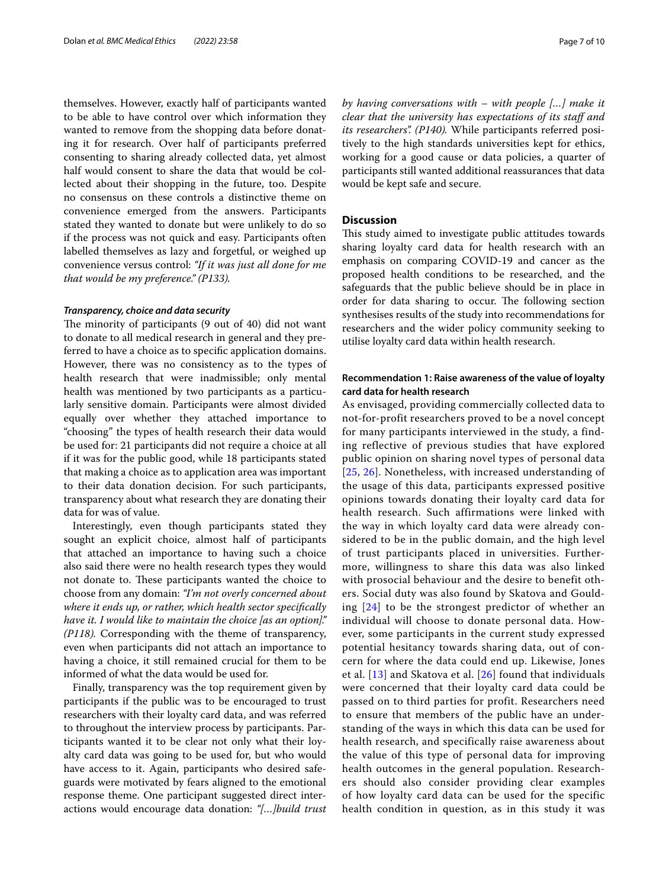themselves. However, exactly half of participants wanted to be able to have control over which information they wanted to remove from the shopping data before donating it for research. Over half of participants preferred consenting to sharing already collected data, yet almost half would consent to share the data that would be collected about their shopping in the future, too. Despite no consensus on these controls a distinctive theme on convenience emerged from the answers. Participants stated they wanted to donate but were unlikely to do so if the process was not quick and easy. Participants often labelled themselves as lazy and forgetful, or weighed up convenience versus control: *"If it was just all done for me that would be my preference." (P133).*

#### *Transparency, choice and data security*

The minority of participants (9 out of 40) did not want to donate to all medical research in general and they preferred to have a choice as to specific application domains. However, there was no consistency as to the types of health research that were inadmissible; only mental health was mentioned by two participants as a particularly sensitive domain. Participants were almost divided equally over whether they attached importance to "choosing" the types of health research their data would be used for: 21 participants did not require a choice at all if it was for the public good, while 18 participants stated that making a choice as to application area was important to their data donation decision. For such participants, transparency about what research they are donating their data for was of value.

Interestingly, even though participants stated they sought an explicit choice, almost half of participants that attached an importance to having such a choice also said there were no health research types they would not donate to. These participants wanted the choice to choose from any domain: *"I'm not overly concerned about where it ends up, or rather, which health sector specifically have it. I would like to maintain the choice [as an option]." (P118).* Corresponding with the theme of transparency, even when participants did not attach an importance to having a choice, it still remained crucial for them to be informed of what the data would be used for.

Finally, transparency was the top requirement given by participants if the public was to be encouraged to trust researchers with their loyalty card data, and was referred to throughout the interview process by participants. Participants wanted it to be clear not only what their loyalty card data was going to be used for, but who would have access to it. Again, participants who desired safeguards were motivated by fears aligned to the emotional response theme. One participant suggested direct interactions would encourage data donation: *"[...]build trust by having conversations with – with people [...] make it clear that the university has expectations of its staff and its researchers". (P140).* While participants referred positively to the high standards universities kept for ethics, working for a good cause or data policies, a quarter of participants still wanted additional reassurances that data would be kept safe and secure.

## Discussion

This study aimed to investigate public attitudes towards sharing loyalty card data for health research with an emphasis on comparing COVID-19 and cancer as the proposed health conditions to be researched, and the safeguards that the public believe should be in place in order for data sharing to occur. The following section synthesises results of the study into recommendations for researchers and the wider policy community seeking to utilise loyalty card data within health research.

### Recommendation 1: Raise awareness of the value of loyalty card data for health research

As envisaged, providing commercially collected data to not-for-profit researchers proved to be a novel concept for many participants interviewed in the study, a finding reflective of previous studies that have explored public opinion on sharing novel types of personal data [25, 26]. Nonetheless, with increased understanding of the usage of this data, participants expressed positive opinions towards donating their loyalty card data for health research. Such affirmations were linked with the way in which loyalty card data were already considered to be in the public domain, and the high level of trust participants placed in universities. Furthermore, willingness to share this data was also linked with prosocial behaviour and the desire to benefit others. Social duty was also found by Skatova and Goulding [24] to be the strongest predictor of whether an individual will choose to donate personal data. However, some participants in the current study expressed potential hesitancy towards sharing data, out of concern for where the data could end up. Likewise, Jones et al. [13] and Skatova et al. [26] found that individuals were concerned that their loyalty card data could be passed on to third parties for profit. Researchers need to ensure that members of the public have an understanding of the ways in which this data can be used for health research, and specifically raise awareness about the value of this type of personal data for improving health outcomes in the general population. Researchers should also consider providing clear examples of how loyalty card data can be used for the specific health condition in question, as in this study it was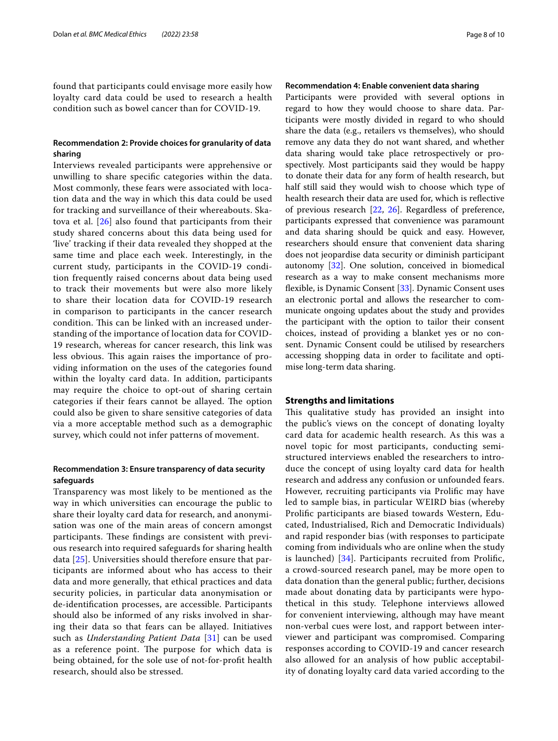found that participants could envisage more easily how loyalty card data could be used to research a health condition such as bowel cancer than for COVID-19.

### Recommendation 2: Provide choices for granularity of data sharing

Interviews revealed participants were apprehensive or unwilling to share specific categories within the data. Most commonly, these fears were associated with location data and the way in which this data could be used for tracking and surveillance of their whereabouts. Skatova et al. [26] also found that participants from their study shared concerns about this data being used for 'live' tracking if their data revealed they shopped at the same time and place each week. Interestingly, in the current study, participants in the COVID-19 condition frequently raised concerns about data being used to track their movements but were also more likely to share their location data for COVID-19 research in comparison to participants in the cancer research condition. This can be linked with an increased understanding of the importance of location data for COVID-19 research, whereas for cancer research, this link was less obvious. This again raises the importance of providing information on the uses of the categories found within the loyalty card data. In addition, participants may require the choice to opt-out of sharing certain categories if their fears cannot be allayed. The option could also be given to share sensitive categories of data via a more acceptable method such as a demographic survey, which could not infer patterns of movement.

### Recommendation 3: Ensure transparency of data security safeguards

Transparency was most likely to be mentioned as the way in which universities can encourage the public to share their loyalty card data for research, and anonymisation was one of the main areas of concern amongst participants. These findings are consistent with previous research into required safeguards for sharing health data [25]. Universities should therefore ensure that participants are informed about who has access to their data and more generally, that ethical practices and data security policies, in particular data anonymisation or de-identification processes, are accessible. Participants should also be informed of any risks involved in sharing their data so that fears can be allayed. Initiatives such as *Understanding Patient Data* [31] can be used as a reference point. The purpose for which data is being obtained, for the sole use of not-for-profit health research, should also be stressed.

### Recommendation 4: Enable convenient data sharing

Participants were provided with several options in regard to how they would choose to share data. Participants were mostly divided in regard to who should share the data (e.g., retailers vs themselves), who should remove any data they do not want shared, and whether data sharing would take place retrospectively or prospectively. Most participants said they would be happy to donate their data for any form of health research, but half still said they would wish to choose which type of health research their data are used for, which is reflective of previous research [22, 26]. Regardless of preference, participants expressed that convenience was paramount and data sharing should be quick and easy. However, researchers should ensure that convenient data sharing does not jeopardise data security or diminish participant autonomy [32]. One solution, conceived in biomedical research as a way to make consent mechanisms more flexible, is Dynamic Consent [33]. Dynamic Consent uses an electronic portal and allows the researcher to communicate ongoing updates about the study and provides the participant with the option to tailor their consent choices, instead of providing a blanket yes or no consent. Dynamic Consent could be utilised by researchers accessing shopping data in order to facilitate and optimise long-term data sharing.

## Strengths and limitations

This qualitative study has provided an insight into the public's views on the concept of donating loyalty card data for academic health research. As this was a novel topic for most participants, conducting semi-structured interviews enabled the researchers to introduce the concept of using loyalty card data for health research and address any confusion or unfounded fears. However, recruiting participants via Prolific may have led to sample bias, in particular WEIRD bias (whereby Prolific participants are biased towards Western, Educated, Industrialised, Rich and Democratic Individuals) and rapid responder bias (with responses to participate coming from individuals who are online when the study is launched) [34]. Participants recruited from Prolific, a crowd-sourced research panel, may be more open to data donation than the general public; further, decisions made about donating data by participants were hypothetical in this study. Telephone interviews allowed for convenient interviewing, although may have meant non-verbal cues were lost, and rapport between interviewer and participant was compromised. Comparing responses according to COVID-19 and cancer research also allowed for an analysis of how public acceptability of donating loyalty card data varied according to the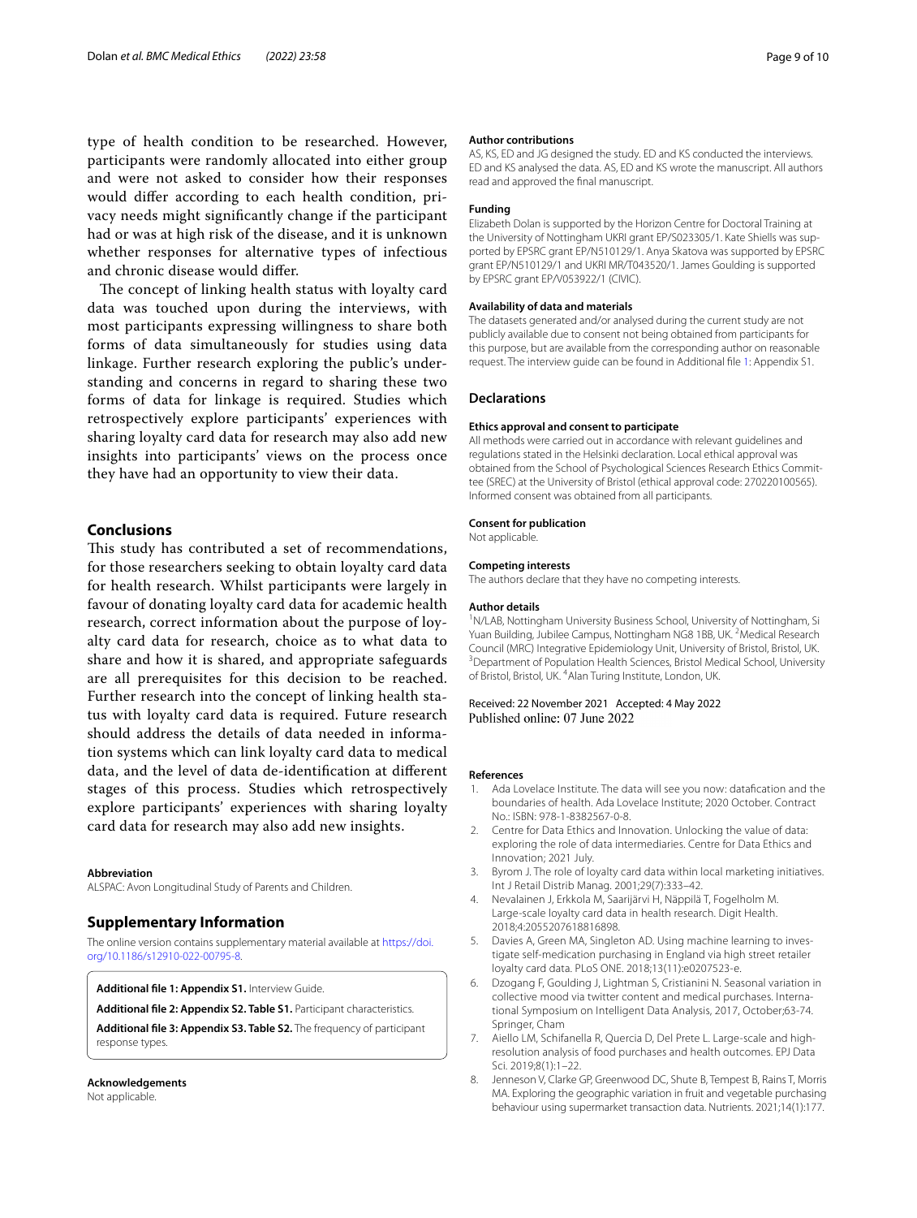type of health condition to be researched. However, participants were randomly allocated into either group and were not asked to consider how their responses would differ according to each health condition, privacy needs might significantly change if the participant had or was at high risk of the disease, and it is unknown whether responses for alternative types of infectious and chronic disease would differ.

The concept of linking health status with loyalty card data was touched upon during the interviews, with most participants expressing willingness to share both forms of data simultaneously for studies using data linkage. Further research exploring the public's understanding and concerns in regard to sharing these two forms of data for linkage is required. Studies which retrospectively explore participants' experiences with sharing loyalty card data for research may also add new insights into participants' views on the process once they have had an opportunity to view their data.

## Conclusions

This study has contributed a set of recommendations, for those researchers seeking to obtain loyalty card data for health research. Whilst participants were largely in favour of donating loyalty card data for academic health research, correct information about the purpose of loyalty card data for research, choice as to what data to share and how it is shared, and appropriate safeguards are all prerequisites for this decision to be reached. Further research into the concept of linking health status with loyalty card data is required. Future research should address the details of data needed in information systems which can link loyalty card data to medical data, and the level of data de-identification at different stages of this process. Studies which retrospectively explore participants' experiences with sharing loyalty card data for research may also add new insights.

#### Abbreviation

ALSPAC: Avon Longitudinal Study of Parents and Children.

## Supplementary Information

The online version contains supplementary material available at https://doi.org/10.1186/s12910-022-00795-8.

**Additional file 1: Appendix S1.** Interview Guide.

**Additional file 2: Appendix S2. Table S1.** Participant characteristics.

**Additional file 3: Appendix S3. Table S2.** The frequency of participant response types.

#### Acknowledgements

Not applicable.

#### Author contributions

AS, KS, ED and JG designed the study. ED and KS conducted the interviews. ED and KS analysed the data. AS, ED and KS wrote the manuscript. All authors read and approved the final manuscript.

#### Funding

Elizabeth Dolan is supported by the Horizon Centre for Doctoral Training at the University of Nottingham UKRI grant EP/S023305/1. Kate Shiells was supported by EPSRC grant EP/N510129/1. Anya Skatova was supported by EPSRC grant EP/N510129/1 and UKRI MR/T043520/1. James Goulding is supported by EPSRC grant EP/V053922/1 (CIVIC).

#### Availability of data and materials

The datasets generated and/or analysed during the current study are not publicly available due to consent not being obtained from participants for this purpose, but are available from the corresponding author on reasonable request. The interview guide can be found in Additional file 1: Appendix S1.

## Declarations

#### Ethics approval and consent to participate

All methods were carried out in accordance with relevant guidelines and regulations stated in the Helsinki declaration. Local ethical approval was obtained from the School of Psychological Sciences Research Ethics Committee (SREC) at the University of Bristol (ethical approval code: 270220100565). Informed consent was obtained from all participants.

#### Consent for publication

Not applicable.

#### Competing interests

The authors declare that they have no competing interests.

#### Author details

[1]N/LAB, Nottingham University Business School, University of Nottingham, Si Yuan Building, Jubilee Campus, Nottingham NG8 1BB, UK. [2]Medical Research Council (MRC) Integrative Epidemiology Unit, University of Bristol, Bristol, UK. [3]Department of Population Health Sciences, Bristol Medical School, University of Bristol, Bristol, UK. [4]Alan Turing Institute, London, UK.

Received: 22 November 2021 Accepted: 4 May 2022
Published online: 07 June 2022

#### References

1. Ada Lovelace Institute. The data will see you now: datafication and the boundaries of health. Ada Lovelace Institute; 2020 October. Contract No.: ISBN: 978-1-8382567-0-8.
2. Centre for Data Ethics and Innovation. Unlocking the value of data: exploring the role of data intermediaries. Centre for Data Ethics and Innovation; 2021 July.
3. Byrom J. The role of loyalty card data within local marketing initiatives. Int J Retail Distrib Manag. 2001;29(7):333–42.
4. Nevalainen J, Erkkola M, Saarijärvi H, Näppilä T, Fogelholm M. Large-scale loyalty card data in health research. Digit Health. 2018;4:2055207618816898.
5. Davies A, Green MA, Singleton AD. Using machine learning to investigate self-medication purchasing in England via high street retailer loyalty card data. PLoS ONE. 2018;13(11):e0207523-e.
6. Dzogang F, Goulding J, Lightman S, Cristianini N. Seasonal variation in collective mood via twitter content and medical purchases. International Symposium on Intelligent Data Analysis, 2017, October;63-74. Springer, Cham
7. Aiello LM, Schifanella R, Quercia D, Del Prete L. Large-scale and high-resolution analysis of food purchases and health outcomes. EPJ Data Sci. 2019;8(1):1–22.
8. Jenneson V, Clarke GP, Greenwood DC, Shute B, Tempest B, Rains T, Morris MA. Exploring the geographic variation in fruit and vegetable purchasing behaviour using supermarket transaction data. Nutrients. 2021;14(1):177.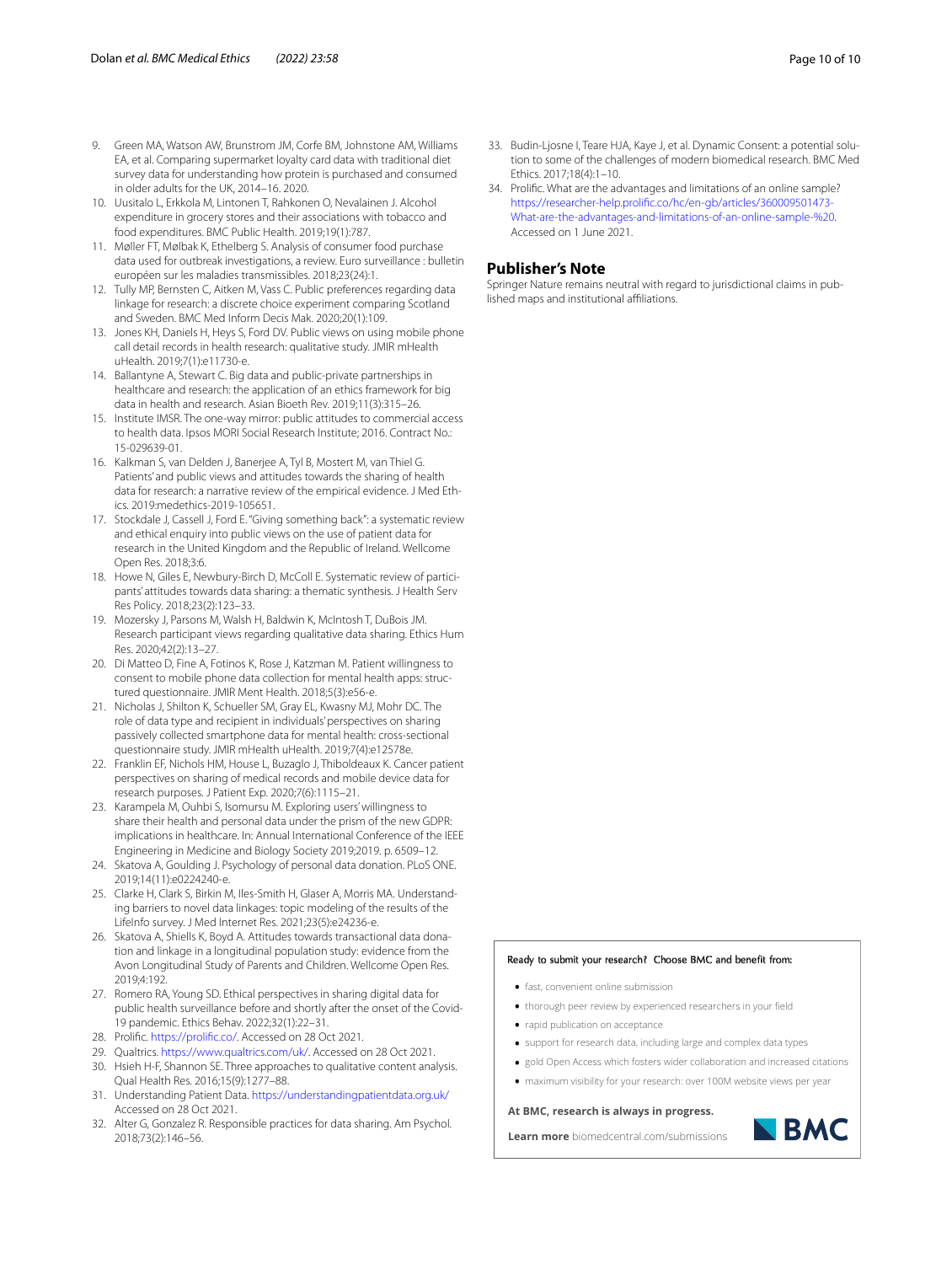9. Green MA, Watson AW, Brunstrom JM, Corfe BM, Johnstone AM, Williams EA, et al. Comparing supermarket loyalty card data with traditional diet survey data for understanding how protein is purchased and consumed in older adults for the UK, 2014–16. 2020.
10. Uusitalo L, Erkkola M, Lintonen T, Rahkonen O, Nevalainen J. Alcohol expenditure in grocery stores and their associations with tobacco and food expenditures. BMC Public Health. 2019;19(1):787.
11. Møller FT, Mølbak K, Ethelberg S. Analysis of consumer food purchase data used for outbreak investigations, a review. Euro surveillance : bulletin européen sur les maladies transmissibles. 2018;23(24):1.
12. Tully MP, Bernsten C, Aitken M, Vass C. Public preferences regarding data linkage for research: a discrete choice experiment comparing Scotland and Sweden. BMC Med Inform Decis Mak. 2020;20(1):109.
13. Jones KH, Daniels H, Heys S, Ford DV. Public views on using mobile phone call detail records in health research: qualitative study. JMIR mHealth uHealth. 2019;7(1):e11730-e.
14. Ballantyne A, Stewart C. Big data and public-private partnerships in healthcare and research: the application of an ethics framework for big data in health and research. Asian Bioeth Rev. 2019;11(3):315–26.
15. Institute IMSR. The one-way mirror: public attitudes to commercial access to health data. Ipsos MORI Social Research Institute; 2016. Contract No.: 15-029639-01.
16. Kalkman S, van Delden J, Banerjee A, Tyl B, Mostert M, van Thiel G. Patients' and public views and attitudes towards the sharing of health data for research: a narrative review of the empirical evidence. J Med Ethics. 2019:medethics-2019-105651.
17. Stockdale J, Cassell J, Ford E. "Giving something back": a systematic review and ethical enquiry into public views on the use of patient data for research in the United Kingdom and the Republic of Ireland. Wellcome Open Res. 2018;3:6.
18. Howe N, Giles E, Newbury-Birch D, McColl E. Systematic review of participants' attitudes towards data sharing: a thematic synthesis. J Health Serv Res Policy. 2018;23(2):123–33.
19. Mozersky J, Parsons M, Walsh H, Baldwin K, McIntosh T, DuBois JM. Research participant views regarding qualitative data sharing. Ethics Hum Res. 2020;42(2):13–27.
20. Di Matteo D, Fine A, Fotinos K, Rose J, Katzman M. Patient willingness to consent to mobile phone data collection for mental health apps: structured questionnaire. JMIR Ment Health. 2018;5(3):e56-e.
21. Nicholas J, Shilton K, Schueller SM, Gray EL, Kwasny MJ, Mohr DC. The role of data type and recipient in individuals' perspectives on sharing passively collected smartphone data for mental health: cross-sectional questionnaire study. JMIR mHealth uHealth. 2019;7(4):e12578e.
22. Franklin EF, Nichols HM, House L, Buzaglo J, Thiboldeaux K. Cancer patient perspectives on sharing of medical records and mobile device data for research purposes. J Patient Exp. 2020;7(6):1115–21.
23. Karampela M, Ouhbi S, Isomursu M. Exploring users' willingness to share their health and personal data under the prism of the new GDPR: implications in healthcare. In: Annual International Conference of the IEEE Engineering in Medicine and Biology Society 2019;2019. p. 6509–12.
24. Skatova A, Goulding J. Psychology of personal data donation. PLoS ONE. 2019;14(11):e0224240-e.
25. Clarke H, Clark S, Birkin M, Iles-Smith H, Glaser A, Morris MA. Understanding barriers to novel data linkages: topic modeling of the results of the LifeInfo survey. J Med Internet Res. 2021;23(5):e24236-e.
26. Skatova A, Shiells K, Boyd A. Attitudes towards transactional data donation and linkage in a longitudinal population study: evidence from the Avon Longitudinal Study of Parents and Children. Wellcome Open Res. 2019;4:192.
27. Romero RA, Young SD. Ethical perspectives in sharing digital data for public health surveillance before and shortly after the onset of the Covid-19 pandemic. Ethics Behav. 2022;32(1):22–31.
28. Prolific. https://prolific.co/. Accessed on 28 Oct 2021.
29. Qualtrics. https://www.qualtrics.com/uk/. Accessed on 28 Oct 2021.
30. Hsieh H-F, Shannon SE. Three approaches to qualitative content analysis. Qual Health Res. 2016;15(9):1277–88.
31. Understanding Patient Data. https://understandingpatientdata.org.uk/ Accessed on 28 Oct 2021.
32. Alter G, Gonzalez R. Responsible practices for data sharing. Am Psychol. 2018;73(2):146–56.
33. Budin-Ljøsne I, Teare HJA, Kaye J, et al. Dynamic Consent: a potential solution to some of the challenges of modern biomedical research. BMC Med Ethics. 2017;18(4):1–10.
34. Prolific. What are the advantages and limitations of an online sample? https://researcher-help.prolific.co/hc/en-gb/articles/360009501473-What-are-the-advantages-and-limitations-of-an-online-sample-%20. Accessed on 1 June 2021.

## Publisher's Note

Springer Nature remains neutral with regard to jurisdictional claims in published maps and institutional affiliations.

Ready to submit your research? Choose BMC and benefit from:

- fast, convenient online submission
- thorough peer review by experienced researchers in your field
- rapid publication on acceptance
- support for research data, including large and complex data types
- gold Open Access which fosters wider collaboration and increased citations
- maximum visibility for your research: over 100M website views per year

**At BMC, research is always in progress.**

**Learn more** biomedcentral.com/submissions

BMC